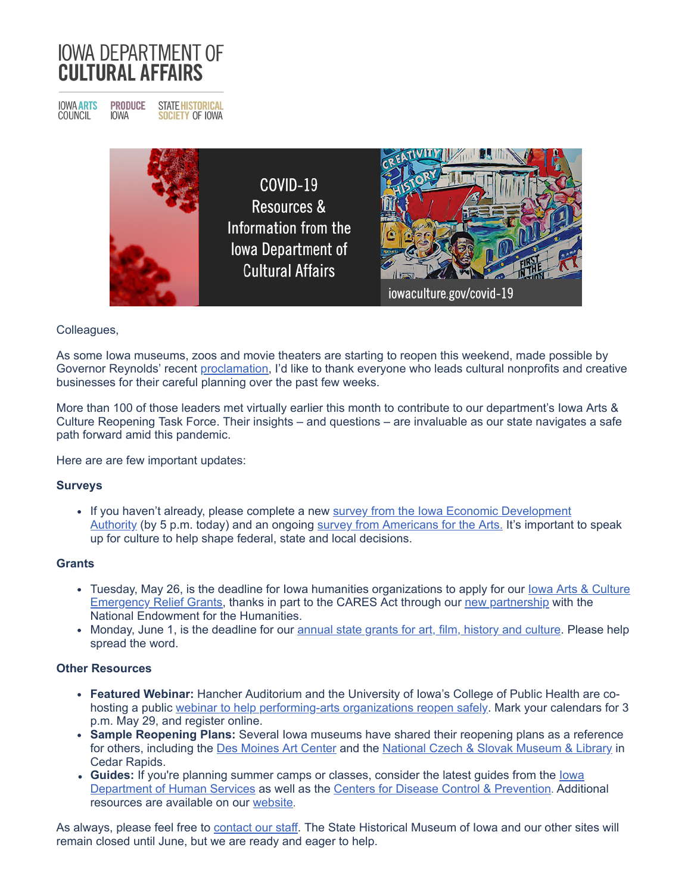# IOWA DEPARTMENT OF CULTURAL AFFAIRS

IOWA ARTS COUNCIL | PRODUCE IOWA | STATE HISTORICAL SOCIETY OF IOWA

COVID-19 Resources & Information from the Iowa Department of Cultural Affairs

iowaculture.gov/covid-19

Colleagues,

As some Iowa museums, zoos and movie theaters are starting to reopen this weekend, made possible by Governor Reynolds' recent proclamation, I'd like to thank everyone who leads cultural nonprofits and creative businesses for their careful planning over the past few weeks.

More than 100 of those leaders met virtually earlier this month to contribute to our department's Iowa Arts & Culture Reopening Task Force. Their insights – and questions – are invaluable as our state navigates a safe path forward amid this pandemic.

Here are are few important updates:

**Surveys**

- If you haven't already, please complete a new survey from the Iowa Economic Development Authority (by 5 p.m. today) and an ongoing survey from Americans for the Arts. It's important to speak up for culture to help shape federal, state and local decisions.

**Grants**

- Tuesday, May 26, is the deadline for Iowa humanities organizations to apply for our Iowa Arts & Culture Emergency Relief Grants, thanks in part to the CARES Act through our new partnership with the National Endowment for the Humanities.
- Monday, June 1, is the deadline for our annual state grants for art, film, history and culture. Please help spread the word.

**Other Resources**

- **Featured Webinar:** Hancher Auditorium and the University of Iowa's College of Public Health are co-hosting a public webinar to help performing-arts organizations reopen safely. Mark your calendars for 3 p.m. May 29, and register online.
- **Sample Reopening Plans:** Several Iowa museums have shared their reopening plans as a reference for others, including the Des Moines Art Center and the National Czech & Slovak Museum & Library in Cedar Rapids.
- **Guides:** If you're planning summer camps or classes, consider the latest guides from the Iowa Department of Human Services as well as the Centers for Disease Control & Prevention. Additional resources are available on our website.

As always, please feel free to contact our staff. The State Historical Museum of Iowa and our other sites will remain closed until June, but we are ready and eager to help.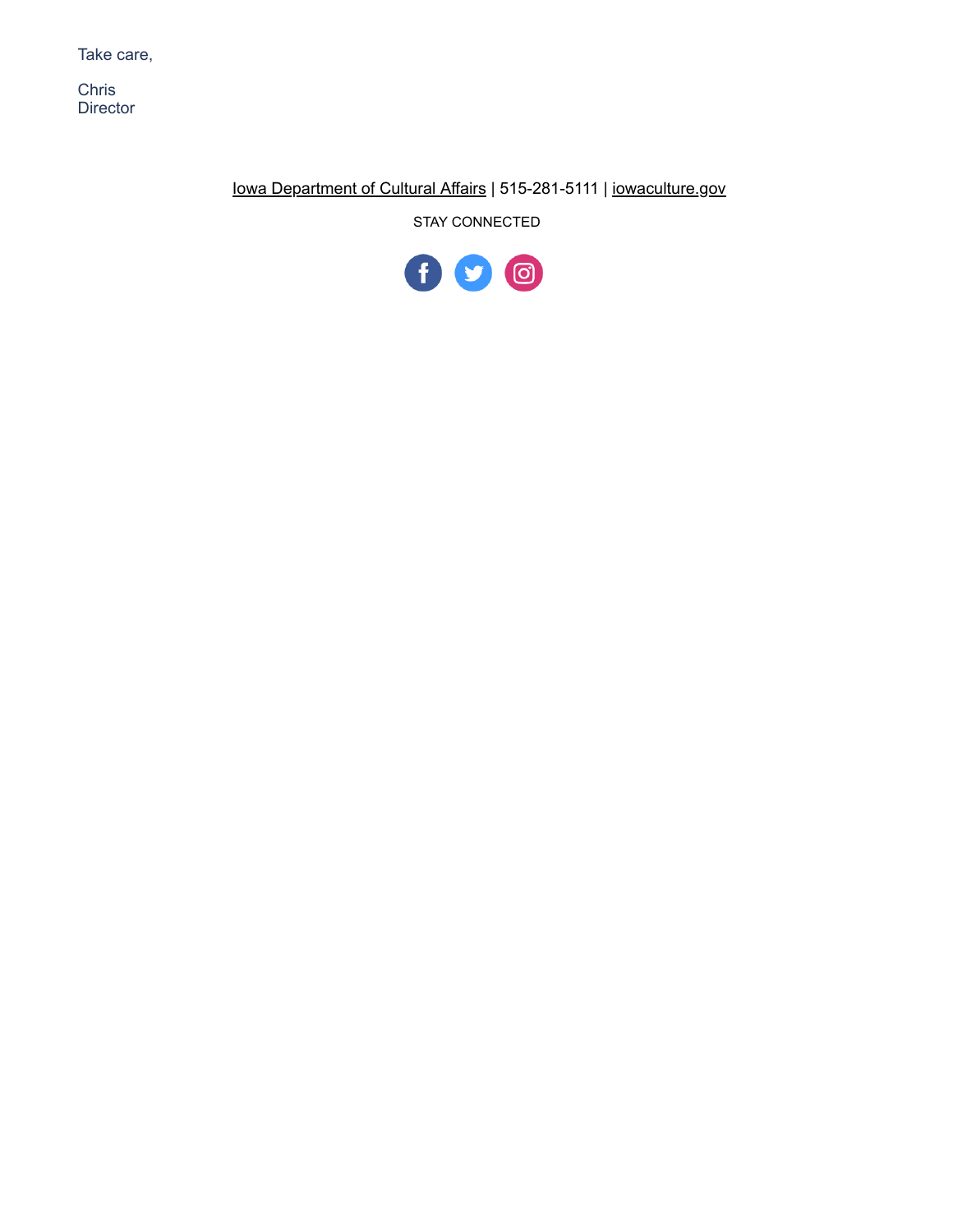Take care,

Chris
Director

Iowa Department of Cultural Affairs | 515-281-5111 | iowaculture.gov

STAY CONNECTED